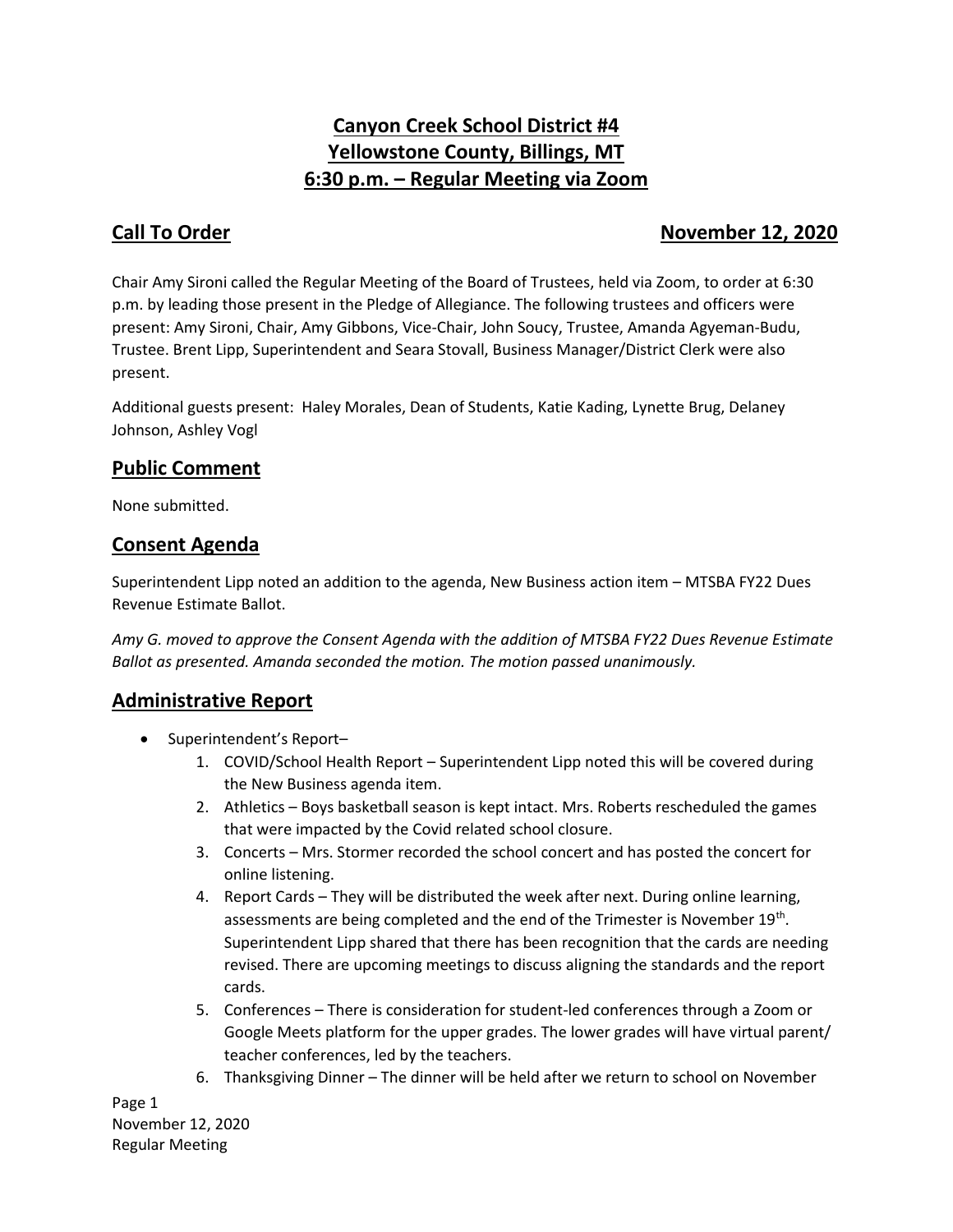# Canyon Creek School District #4
# Yellowstone County, Billings, MT
# 6:30 p.m. – Regular Meeting via Zoom

## Call To Order — November 12, 2020

Chair Amy Sironi called the Regular Meeting of the Board of Trustees, held via Zoom, to order at 6:30 p.m. by leading those present in the Pledge of Allegiance. The following trustees and officers were present: Amy Sironi, Chair, Amy Gibbons, Vice-Chair, John Soucy, Trustee, Amanda Agyeman-Budu, Trustee. Brent Lipp, Superintendent and Seara Stovall, Business Manager/District Clerk were also present.

Additional guests present: Haley Morales, Dean of Students, Katie Kading, Lynette Brug, Delaney Johnson, Ashley Vogl

## Public Comment

None submitted.

## Consent Agenda

Superintendent Lipp noted an addition to the agenda, New Business action item – MTSBA FY22 Dues Revenue Estimate Ballot.

*Amy G. moved to approve the Consent Agenda with the addition of MTSBA FY22 Dues Revenue Estimate Ballot as presented. Amanda seconded the motion. The motion passed unanimously.*

## Administrative Report

- Superintendent's Report–
  1. COVID/School Health Report – Superintendent Lipp noted this will be covered during the New Business agenda item.
  2. Athletics – Boys basketball season is kept intact. Mrs. Roberts rescheduled the games that were impacted by the Covid related school closure.
  3. Concerts – Mrs. Stormer recorded the school concert and has posted the concert for online listening.
  4. Report Cards – They will be distributed the week after next. During online learning, assessments are being completed and the end of the Trimester is November 19th. Superintendent Lipp shared that there has been recognition that the cards are needing revised. There are upcoming meetings to discuss aligning the standards and the report cards.
  5. Conferences – There is consideration for student-led conferences through a Zoom or Google Meets platform for the upper grades. The lower grades will have virtual parent/ teacher conferences, led by the teachers.
  6. Thanksgiving Dinner – The dinner will be held after we return to school on November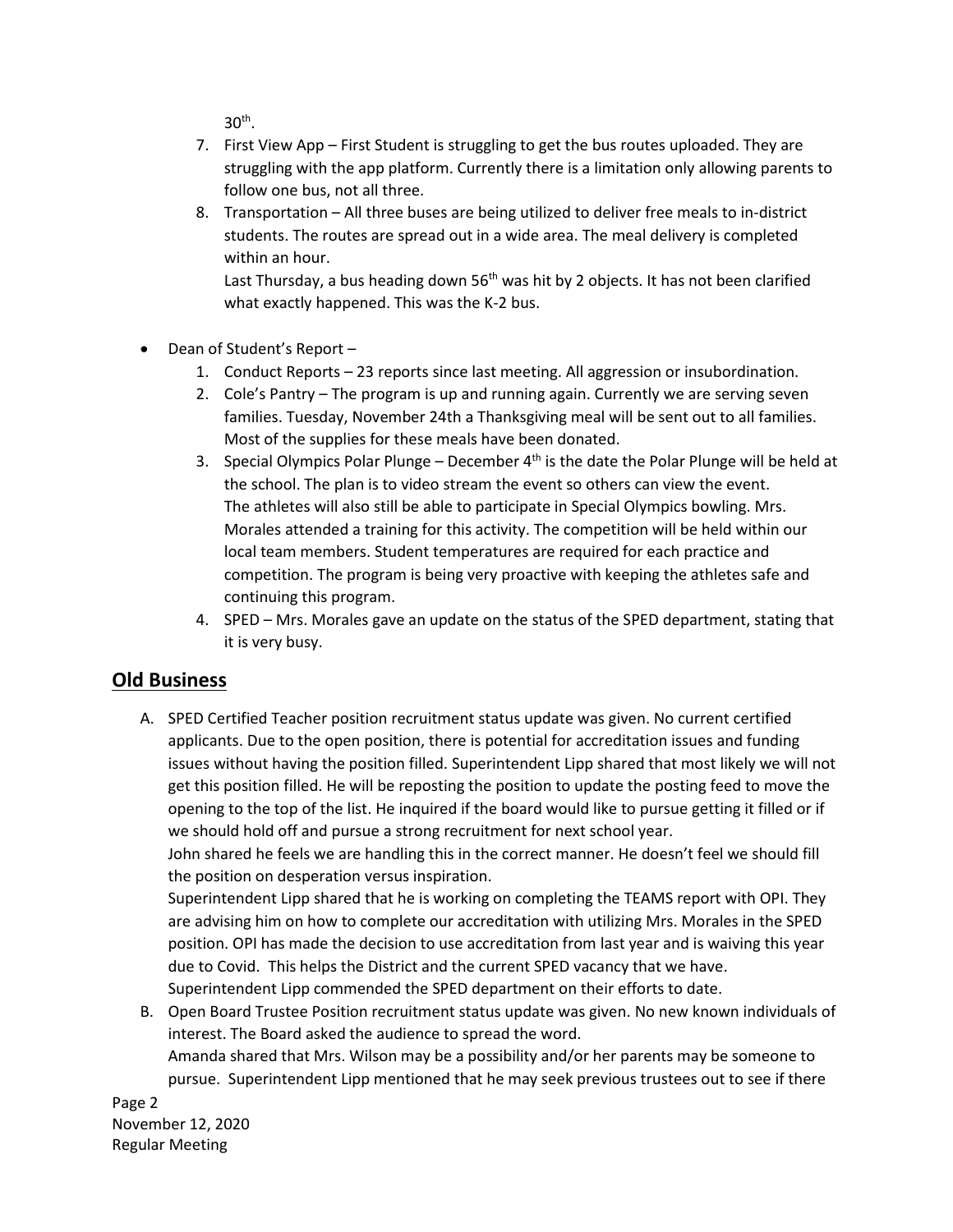30th.

7. First View App – First Student is struggling to get the bus routes uploaded. They are struggling with the app platform. Currently there is a limitation only allowing parents to follow one bus, not all three.
8. Transportation – All three buses are being utilized to deliver free meals to in-district students. The routes are spread out in a wide area. The meal delivery is completed within an hour.
   Last Thursday, a bus heading down 56th was hit by 2 objects. It has not been clarified what exactly happened. This was the K-2 bus.

- Dean of Student's Report –
  1. Conduct Reports – 23 reports since last meeting. All aggression or insubordination.
  2. Cole's Pantry – The program is up and running again. Currently we are serving seven families. Tuesday, November 24th a Thanksgiving meal will be sent out to all families. Most of the supplies for these meals have been donated.
  3. Special Olympics Polar Plunge – December 4th is the date the Polar Plunge will be held at the school. The plan is to video stream the event so others can view the event.
     The athletes will also still be able to participate in Special Olympics bowling. Mrs. Morales attended a training for this activity. The competition will be held within our local team members. Student temperatures are required for each practice and competition. The program is being very proactive with keeping the athletes safe and continuing this program.
  4. SPED – Mrs. Morales gave an update on the status of the SPED department, stating that it is very busy.

## Old Business

A. SPED Certified Teacher position recruitment status update was given. No current certified applicants. Due to the open position, there is potential for accreditation issues and funding issues without having the position filled. Superintendent Lipp shared that most likely we will not get this position filled. He will be reposting the position to update the posting feed to move the opening to the top of the list. He inquired if the board would like to pursue getting it filled or if we should hold off and pursue a strong recruitment for next school year.
   John shared he feels we are handling this in the correct manner. He doesn't feel we should fill the position on desperation versus inspiration.
   Superintendent Lipp shared that he is working on completing the TEAMS report with OPI. They are advising him on how to complete our accreditation with utilizing Mrs. Morales in the SPED position. OPI has made the decision to use accreditation from last year and is waiving this year due to Covid. This helps the District and the current SPED vacancy that we have.
   Superintendent Lipp commended the SPED department on their efforts to date.

B. Open Board Trustee Position recruitment status update was given. No new known individuals of interest. The Board asked the audience to spread the word.
   Amanda shared that Mrs. Wilson may be a possibility and/or her parents may be someone to pursue. Superintendent Lipp mentioned that he may seek previous trustees out to see if there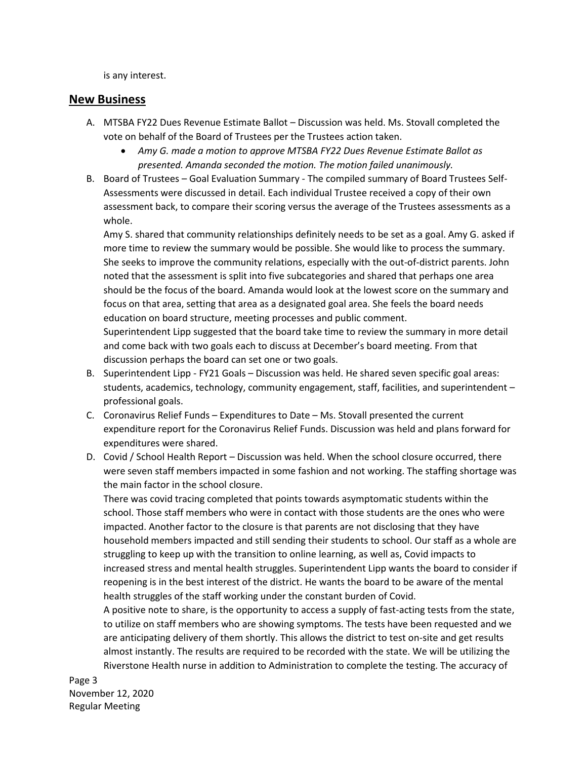is any interest.

## New Business

A. MTSBA FY22 Dues Revenue Estimate Ballot – Discussion was held. Ms. Stovall completed the vote on behalf of the Board of Trustees per the Trustees action taken.
   - *Amy G. made a motion to approve MTSBA FY22 Dues Revenue Estimate Ballot as presented. Amanda seconded the motion. The motion failed unanimously.*

B. Board of Trustees – Goal Evaluation Summary - The compiled summary of Board Trustees Self-Assessments were discussed in detail. Each individual Trustee received a copy of their own assessment back, to compare their scoring versus the average of the Trustees assessments as a whole.

   Amy S. shared that community relationships definitely needs to be set as a goal. Amy G. asked if more time to review the summary would be possible. She would like to process the summary. She seeks to improve the community relations, especially with the out-of-district parents. John noted that the assessment is split into five subcategories and shared that perhaps one area should be the focus of the board. Amanda would look at the lowest score on the summary and focus on that area, setting that area as a designated goal area. She feels the board needs education on board structure, meeting processes and public comment.

   Superintendent Lipp suggested that the board take time to review the summary in more detail and come back with two goals each to discuss at December's board meeting. From that discussion perhaps the board can set one or two goals.

B. Superintendent Lipp - FY21 Goals – Discussion was held. He shared seven specific goal areas: students, academics, technology, community engagement, staff, facilities, and superintendent – professional goals.

C. Coronavirus Relief Funds – Expenditures to Date – Ms. Stovall presented the current expenditure report for the Coronavirus Relief Funds. Discussion was held and plans forward for expenditures were shared.

D. Covid / School Health Report – Discussion was held. When the school closure occurred, there were seven staff members impacted in some fashion and not working. The staffing shortage was the main factor in the school closure.

   There was covid tracing completed that points towards asymptomatic students within the school. Those staff members who were in contact with those students are the ones who were impacted. Another factor to the closure is that parents are not disclosing that they have household members impacted and still sending their students to school. Our staff as a whole are struggling to keep up with the transition to online learning, as well as, Covid impacts to increased stress and mental health struggles. Superintendent Lipp wants the board to consider if reopening is in the best interest of the district. He wants the board to be aware of the mental health struggles of the staff working under the constant burden of Covid.

   A positive note to share, is the opportunity to access a supply of fast-acting tests from the state, to utilize on staff members who are showing symptoms. The tests have been requested and we are anticipating delivery of them shortly. This allows the district to test on-site and get results almost instantly. The results are required to be recorded with the state. We will be utilizing the Riverstone Health nurse in addition to Administration to complete the testing. The accuracy of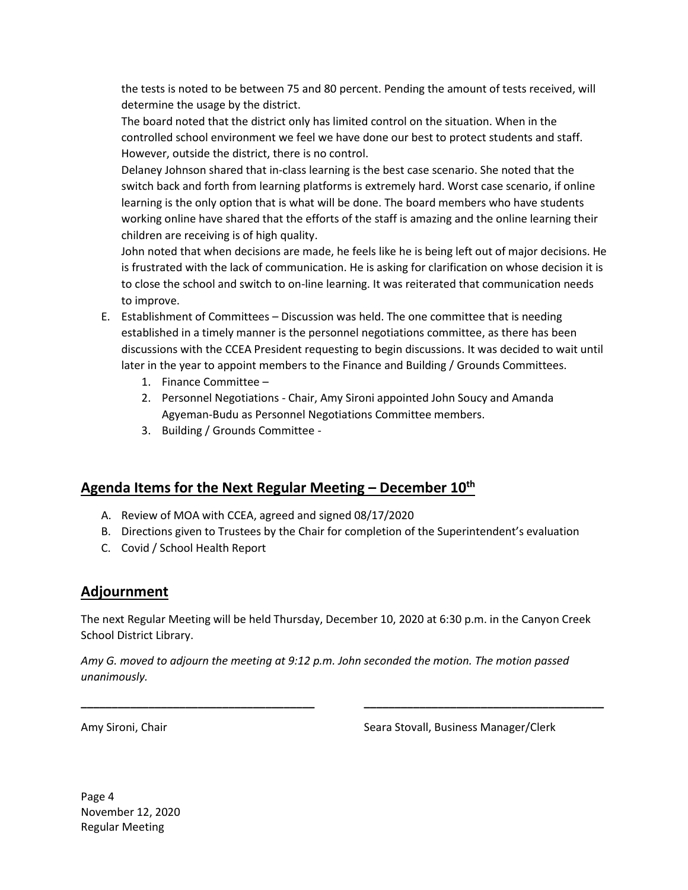the tests is noted to be between 75 and 80 percent. Pending the amount of tests received, will determine the usage by the district.

The board noted that the district only has limited control on the situation. When in the controlled school environment we feel we have done our best to protect students and staff. However, outside the district, there is no control.

Delaney Johnson shared that in-class learning is the best case scenario. She noted that the switch back and forth from learning platforms is extremely hard. Worst case scenario, if online learning is the only option that is what will be done. The board members who have students working online have shared that the efforts of the staff is amazing and the online learning their children are receiving is of high quality.

John noted that when decisions are made, he feels like he is being left out of major decisions. He is frustrated with the lack of communication. He is asking for clarification on whose decision it is to close the school and switch to on-line learning. It was reiterated that communication needs to improve.

E. Establishment of Committees – Discussion was held. The one committee that is needing established in a timely manner is the personnel negotiations committee, as there has been discussions with the CCEA President requesting to begin discussions. It was decided to wait until later in the year to appoint members to the Finance and Building / Grounds Committees.
   1. Finance Committee –
   2. Personnel Negotiations - Chair, Amy Sironi appointed John Soucy and Amanda Agyeman-Budu as Personnel Negotiations Committee members.
   3. Building / Grounds Committee -

## Agenda Items for the Next Regular Meeting – December 10th

A. Review of MOA with CCEA, agreed and signed 08/17/2020
B. Directions given to Trustees by the Chair for completion of the Superintendent's evaluation
C. Covid / School Health Report

## Adjournment

The next Regular Meeting will be held Thursday, December 10, 2020 at 6:30 p.m. in the Canyon Creek School District Library.

*Amy G. moved to adjourn the meeting at 9:12 p.m. John seconded the motion. The motion passed unanimously.*

\_\_\_\_\_\_\_\_\_\_\_\_\_\_\_\_\_\_\_\_\_\_\_\_\_\_\_\_\_\_\_\_\_\_\_\_ \_\_\_\_\_\_\_\_\_\_\_\_\_\_\_\_\_\_\_\_\_\_\_\_\_\_\_\_\_\_\_\_\_\_\_\_

Amy Sironi, Chair

Seara Stovall, Business Manager/Clerk